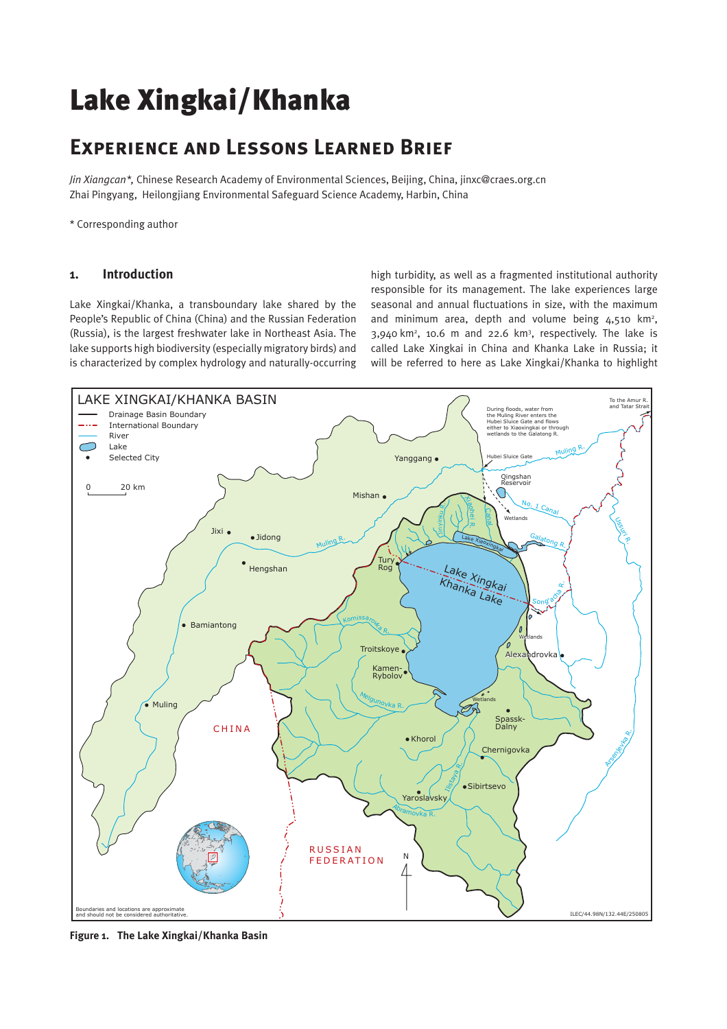# Lake Xingkai/Khanka

## Experience and Lessons Learned Brief

*Jin Xiangcan\*,* Chinese Research Academy of Environmental Sciences, Beijing, China, jinxc@craes.org.cn
Zhai Pingyang, Heilongjiang Environmental Safeguard Science Academy, Harbin, China

\* Corresponding author

### 1. Introduction

Lake Xingkai/Khanka, a transboundary lake shared by the People's Republic of China (China) and the Russian Federation (Russia), is the largest freshwater lake in Northeast Asia. The lake supports high biodiversity (especially migratory birds) and is characterized by complex hydrology and naturally-occurring high turbidity, as well as a fragmented institutional authority responsible for its management. The lake experiences large seasonal and annual fluctuations in size, with the maximum and minimum area, depth and volume being 4,510 $km^2$, 3,940 $km^2$, 10.6 m and 22.6 $km^3$, respectively. The lake is called Lake Xingkai in China and Khanka Lake in Russia; it will be referred to here as Lake Xingkai/Khanka to highlight

**Figure 1. The Lake Xingkai/Khanka Basin**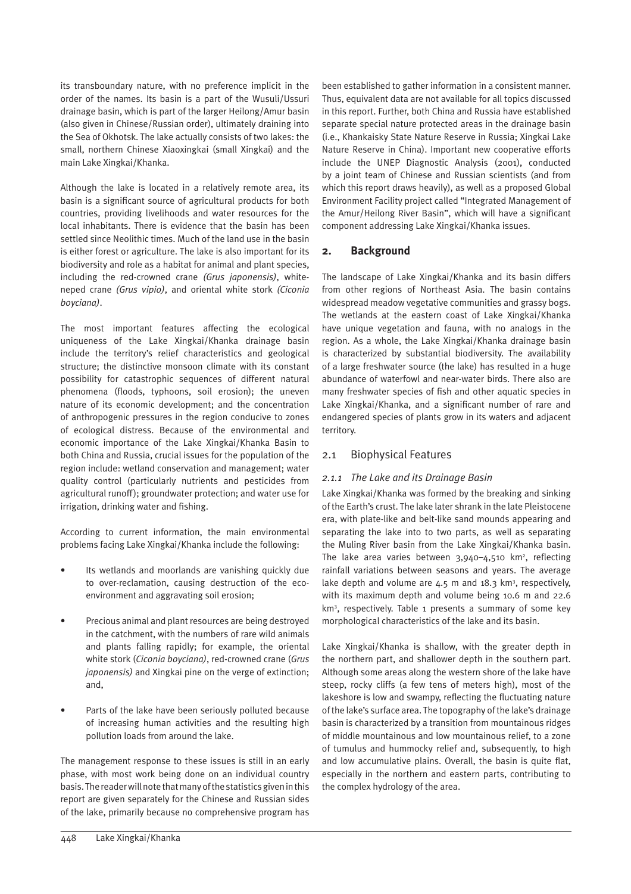its transboundary nature, with no preference implicit in the order of the names. Its basin is a part of the Wusuli/Ussuri drainage basin, which is part of the larger Heilong/Amur basin (also given in Chinese/Russian order), ultimately draining into the Sea of Okhotsk. The lake actually consists of two lakes: the small, northern Chinese Xiaoxingkai (small Xingkai) and the main Lake Xingkai/Khanka.

Although the lake is located in a relatively remote area, its basin is a significant source of agricultural products for both countries, providing livelihoods and water resources for the local inhabitants. There is evidence that the basin has been settled since Neolithic times. Much of the land use in the basin is either forest or agriculture. The lake is also important for its biodiversity and role as a habitat for animal and plant species, including the red-crowned crane *(Grus japonensis)*, white-neped crane *(Grus vipio)*, and oriental white stork *(Ciconia boyciana)*.

The most important features affecting the ecological uniqueness of the Lake Xingkai/Khanka drainage basin include the territory's relief characteristics and geological structure; the distinctive monsoon climate with its constant possibility for catastrophic sequences of different natural phenomena (floods, typhoons, soil erosion); the uneven nature of its economic development; and the concentration of anthropogenic pressures in the region conducive to zones of ecological distress. Because of the environmental and economic importance of the Lake Xingkai/Khanka Basin to both China and Russia, crucial issues for the population of the region include: wetland conservation and management; water quality control (particularly nutrients and pesticides from agricultural runoff); groundwater protection; and water use for irrigation, drinking water and fishing.

According to current information, the main environmental problems facing Lake Xingkai/Khanka include the following:

- Its wetlands and moorlands are vanishing quickly due to over-reclamation, causing destruction of the eco-environment and aggravating soil erosion;
- Precious animal and plant resources are being destroyed in the catchment, with the numbers of rare wild animals and plants falling rapidly; for example, the oriental white stork (*Ciconia boyciana)*, red-crowned crane (*Grus japonensis)* and Xingkai pine on the verge of extinction; and,
- Parts of the lake have been seriously polluted because of increasing human activities and the resulting high pollution loads from around the lake.

The management response to these issues is still in an early phase, with most work being done on an individual country basis. The reader will note that many of the statistics given in this report are given separately for the Chinese and Russian sides of the lake, primarily because no comprehensive program has been established to gather information in a consistent manner. Thus, equivalent data are not available for all topics discussed in this report. Further, both China and Russia have established separate special nature protected areas in the drainage basin (i.e., Khankaisky State Nature Reserve in Russia; Xingkai Lake Nature Reserve in China). Important new cooperative efforts include the UNEP Diagnostic Analysis (2001), conducted by a joint team of Chinese and Russian scientists (and from which this report draws heavily), as well as a proposed Global Environment Facility project called "Integrated Management of the Amur/Heilong River Basin", which will have a significant component addressing Lake Xingkai/Khanka issues.

## 2. Background

The landscape of Lake Xingkai/Khanka and its basin differs from other regions of Northeast Asia. The basin contains widespread meadow vegetative communities and grassy bogs. The wetlands at the eastern coast of Lake Xingkai/Khanka have unique vegetation and fauna, with no analogs in the region. As a whole, the Lake Xingkai/Khanka drainage basin is characterized by substantial biodiversity. The availability of a large freshwater source (the lake) has resulted in a huge abundance of waterfowl and near-water birds. There also are many freshwater species of fish and other aquatic species in Lake Xingkai/Khanka, and a significant number of rare and endangered species of plants grow in its waters and adjacent territory.

### 2.1 Biophysical Features

#### *2.1.1 The Lake and its Drainage Basin*

Lake Xingkai/Khanka was formed by the breaking and sinking of the Earth's crust. The lake later shrank in the late Pleistocene era, with plate-like and belt-like sand mounds appearing and separating the lake into to two parts, as well as separating the Muling River basin from the Lake Xingkai/Khanka basin. The lake area varies between 3,940–4,510 km$^2$, reflecting rainfall variations between seasons and years. The average lake depth and volume are 4.5 m and 18.3 km$^3$, respectively, with its maximum depth and volume being 10.6 m and 22.6 km$^3$, respectively. Table 1 presents a summary of some key morphological characteristics of the lake and its basin.

Lake Xingkai/Khanka is shallow, with the greater depth in the northern part, and shallower depth in the southern part. Although some areas along the western shore of the lake have steep, rocky cliffs (a few tens of meters high), most of the lakeshore is low and swampy, reflecting the fluctuating nature of the lake's surface area. The topography of the lake's drainage basin is characterized by a transition from mountainous ridges of middle mountainous and low mountainous relief, to a zone of tumulus and hummocky relief and, subsequently, to high and low accumulative plains. Overall, the basin is quite flat, especially in the northern and eastern parts, contributing to the complex hydrology of the area.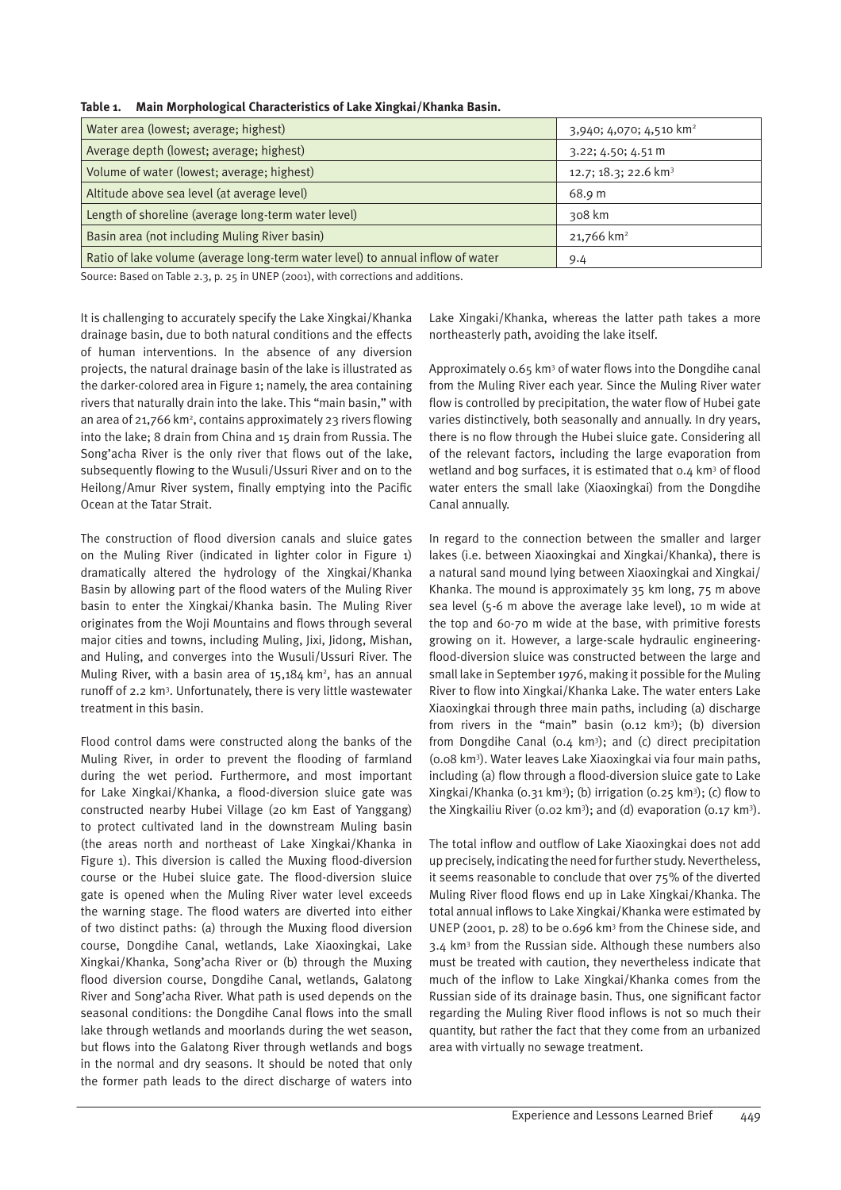**Table 1. Main Morphological Characteristics of Lake Xingkai/Khanka Basin.**

| | |
|---|---|
| Water area (lowest; average; highest) | 3,940; 4,070; 4,510 km$^2$ |
| Average depth (lowest; average; highest) | 3.22; 4.50; 4.51 m |
| Volume of water (lowest; average; highest) | 12.7; 18.3; 22.6 km$^3$ |
| Altitude above sea level (at average level) | 68.9 m |
| Length of shoreline (average long-term water level) | 308 km |
| Basin area (not including Muling River basin) | 21,766 km$^2$ |
| Ratio of lake volume (average long-term water level) to annual inflow of water | 9.4 |

Source: Based on Table 2.3, p. 25 in UNEP (2001), with corrections and additions.

It is challenging to accurately specify the Lake Xingkai/Khanka drainage basin, due to both natural conditions and the effects of human interventions. In the absence of any diversion projects, the natural drainage basin of the lake is illustrated as the darker-colored area in Figure 1; namely, the area containing rivers that naturally drain into the lake. This "main basin," with an area of 21,766 km$^2$, contains approximately 23 rivers flowing into the lake; 8 drain from China and 15 drain from Russia. The Song'acha River is the only river that flows out of the lake, subsequently flowing to the Wusuli/Ussuri River and on to the Heilong/Amur River system, finally emptying into the Pacific Ocean at the Tatar Strait.

The construction of flood diversion canals and sluice gates on the Muling River (indicated in lighter color in Figure 1) dramatically altered the hydrology of the Xingkai/Khanka Basin by allowing part of the flood waters of the Muling River basin to enter the Xingkai/Khanka basin. The Muling River originates from the Woji Mountains and flows through several major cities and towns, including Muling, Jixi, Jidong, Mishan, and Huling, and converges into the Wusuli/Ussuri River. The Muling River, with a basin area of 15,184 km$^2$, has an annual runoff of 2.2 km$^3$. Unfortunately, there is very little wastewater treatment in this basin.

Flood control dams were constructed along the banks of the Muling River, in order to prevent the flooding of farmland during the wet period. Furthermore, and most important for Lake Xingkai/Khanka, a flood-diversion sluice gate was constructed nearby Hubei Village (20 km East of Yanggang) to protect cultivated land in the downstream Muling basin (the areas north and northeast of Lake Xingkai/Khanka in Figure 1). This diversion is called the Muxing flood-diversion course or the Hubei sluice gate. The flood-diversion sluice gate is opened when the Muling River water level exceeds the warning stage. The flood waters are diverted into either of two distinct paths: (a) through the Muxing flood diversion course, Dongdihe Canal, wetlands, Lake Xiaoxingkai, Lake Xingkai/Khanka, Song'acha River or (b) through the Muxing flood diversion course, Dongdihe Canal, wetlands, Galatong River and Song'acha River. What path is used depends on the seasonal conditions: the Dongdihe Canal flows into the small lake through wetlands and moorlands during the wet season, but flows into the Galatong River through wetlands and bogs in the normal and dry seasons. It should be noted that only the former path leads to the direct discharge of waters into Lake Xingaki/Khanka, whereas the latter path takes a more northeasterly path, avoiding the lake itself.

Approximately 0.65 km$^3$ of water flows into the Dongdihe canal from the Muling River each year. Since the Muling River water flow is controlled by precipitation, the water flow of Hubei gate varies distinctively, both seasonally and annually. In dry years, there is no flow through the Hubei sluice gate. Considering all of the relevant factors, including the large evaporation from wetland and bog surfaces, it is estimated that 0.4 km$^3$ of flood water enters the small lake (Xiaoxingkai) from the Dongdihe Canal annually.

In regard to the connection between the smaller and larger lakes (i.e. between Xiaoxingkai and Xingkai/Khanka), there is a natural sand mound lying between Xiaoxingkai and Xingkai/Khanka. The mound is approximately 35 km long, 75 m above sea level (5-6 m above the average lake level), 10 m wide at the top and 60-70 m wide at the base, with primitive forests growing on it. However, a large-scale hydraulic engineering-flood-diversion sluice was constructed between the large and small lake in September 1976, making it possible for the Muling River to flow into Xingkai/Khanka Lake. The water enters Lake Xiaoxingkai through three main paths, including (a) discharge from rivers in the "main" basin (0.12 km$^3$); (b) diversion from Dongdihe Canal (0.4 km$^3$); and (c) direct precipitation (0.08 km$^3$). Water leaves Lake Xiaoxingkai via four main paths, including (a) flow through a flood-diversion sluice gate to Lake Xingkai/Khanka (0.31 km$^3$); (b) irrigation (0.25 km$^3$); (c) flow to the Xingkailiu River (0.02 km$^3$); and (d) evaporation (0.17 km$^3$).

The total inflow and outflow of Lake Xiaoxingkai does not add up precisely, indicating the need for further study. Nevertheless, it seems reasonable to conclude that over 75% of the diverted Muling River flood flows end up in Lake Xingkai/Khanka. The total annual inflows to Lake Xingkai/Khanka were estimated by UNEP (2001, p. 28) to be 0.696 km$^3$ from the Chinese side, and 3.4 km$^3$ from the Russian side. Although these numbers also must be treated with caution, they nevertheless indicate that much of the inflow to Lake Xingkai/Khanka comes from the Russian side of its drainage basin. Thus, one significant factor regarding the Muling River flood inflows is not so much their quantity, but rather the fact that they come from an urbanized area with virtually no sewage treatment.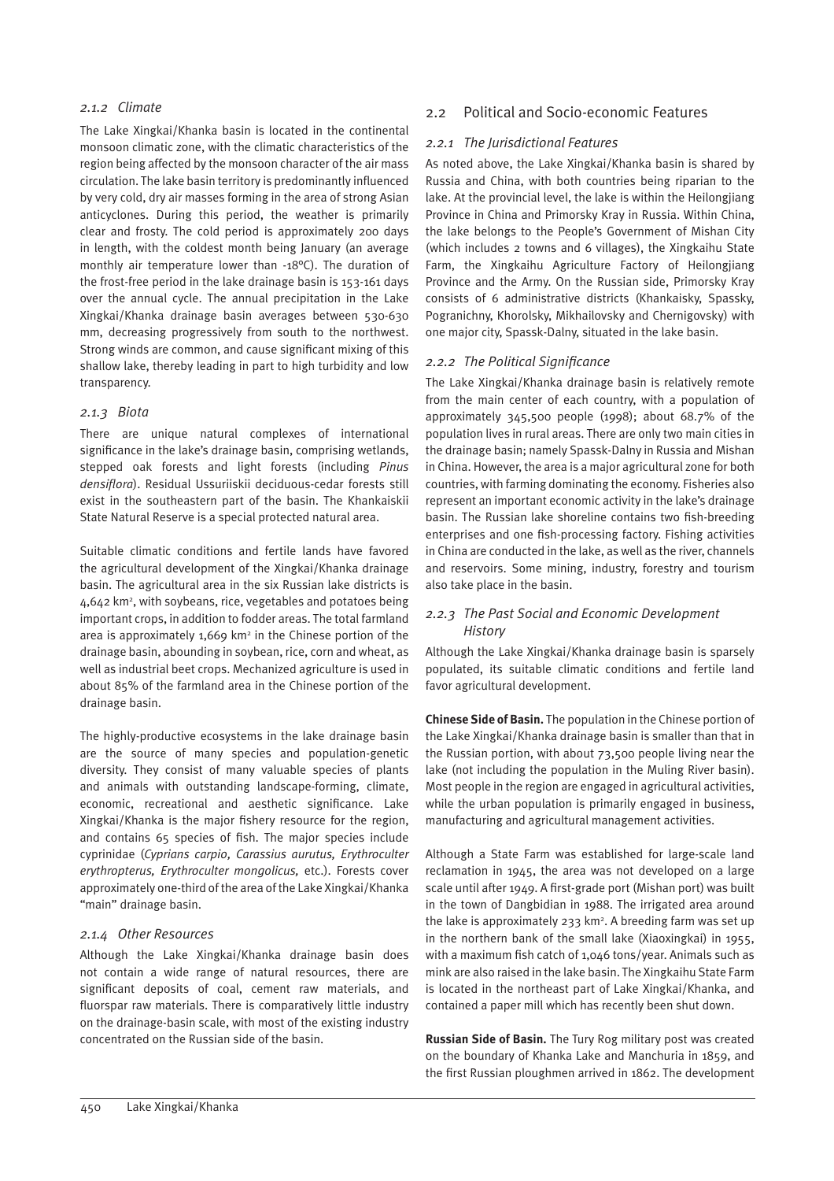### 2.1.2 Climate

The Lake Xingkai/Khanka basin is located in the continental monsoon climatic zone, with the climatic characteristics of the region being affected by the monsoon character of the air mass circulation. The lake basin territory is predominantly influenced by very cold, dry air masses forming in the area of strong Asian anticyclones. During this period, the weather is primarily clear and frosty. The cold period is approximately 200 days in length, with the coldest month being January (an average monthly air temperature lower than -18°C). The duration of the frost-free period in the lake drainage basin is 153-161 days over the annual cycle. The annual precipitation in the Lake Xingkai/Khanka drainage basin averages between 530-630 mm, decreasing progressively from south to the northwest. Strong winds are common, and cause significant mixing of this shallow lake, thereby leading in part to high turbidity and low transparency.

### 2.1.3 Biota

There are unique natural complexes of international significance in the lake's drainage basin, comprising wetlands, stepped oak forests and light forests (including *Pinus densiflora*). Residual Ussuriiskii deciduous-cedar forests still exist in the southeastern part of the basin. The Khankaiskii State Natural Reserve is a special protected natural area.

Suitable climatic conditions and fertile lands have favored the agricultural development of the Xingkai/Khanka drainage basin. The agricultural area in the six Russian lake districts is 4,642 km$^2$, with soybeans, rice, vegetables and potatoes being important crops, in addition to fodder areas. The total farmland area is approximately 1,669 km$^2$ in the Chinese portion of the drainage basin, abounding in soybean, rice, corn and wheat, as well as industrial beet crops. Mechanized agriculture is used in about 85% of the farmland area in the Chinese portion of the drainage basin.

The highly-productive ecosystems in the lake drainage basin are the source of many species and population-genetic diversity. They consist of many valuable species of plants and animals with outstanding landscape-forming, climate, economic, recreational and aesthetic significance. Lake Xingkai/Khanka is the major fishery resource for the region, and contains 65 species of fish. The major species include cyprinidae (*Cyprians carpio, Carassius aurutus, Erythroculter erythropterus, Erythroculter mongolicus,* etc.). Forests cover approximately one-third of the area of the Lake Xingkai/Khanka "main" drainage basin.

### 2.1.4 Other Resources

Although the Lake Xingkai/Khanka drainage basin does not contain a wide range of natural resources, there are significant deposits of coal, cement raw materials, and fluorspar raw materials. There is comparatively little industry on the drainage-basin scale, with most of the existing industry concentrated on the Russian side of the basin.

## 2.2 Political and Socio-economic Features

### 2.2.1 The Jurisdictional Features

As noted above, the Lake Xingkai/Khanka basin is shared by Russia and China, with both countries being riparian to the lake. At the provincial level, the lake is within the Heilongjiang Province in China and Primorsky Kray in Russia. Within China, the lake belongs to the People's Government of Mishan City (which includes 2 towns and 6 villages), the Xingkaihu State Farm, the Xingkaihu Agriculture Factory of Heilongjiang Province and the Army. On the Russian side, Primorsky Kray consists of 6 administrative districts (Khankaisky, Spassky, Pogranichny, Khorolsky, Mikhailovsky and Chernigovsky) with one major city, Spassk-Dalny, situated in the lake basin.

### 2.2.2 The Political Significance

The Lake Xingkai/Khanka drainage basin is relatively remote from the main center of each country, with a population of approximately 345,500 people (1998); about 68.7% of the population lives in rural areas. There are only two main cities in the drainage basin; namely Spassk-Dalny in Russia and Mishan in China. However, the area is a major agricultural zone for both countries, with farming dominating the economy. Fisheries also represent an important economic activity in the lake's drainage basin. The Russian lake shoreline contains two fish-breeding enterprises and one fish-processing factory. Fishing activities in China are conducted in the lake, as well as the river, channels and reservoirs. Some mining, industry, forestry and tourism also take place in the basin.

### 2.2.3 The Past Social and Economic Development History

Although the Lake Xingkai/Khanka drainage basin is sparsely populated, its suitable climatic conditions and fertile land favor agricultural development.

**Chinese Side of Basin.** The population in the Chinese portion of the Lake Xingkai/Khanka drainage basin is smaller than that in the Russian portion, with about 73,500 people living near the lake (not including the population in the Muling River basin). Most people in the region are engaged in agricultural activities, while the urban population is primarily engaged in business, manufacturing and agricultural management activities.

Although a State Farm was established for large-scale land reclamation in 1945, the area was not developed on a large scale until after 1949. A first-grade port (Mishan port) was built in the town of Dangbidian in 1988. The irrigated area around the lake is approximately 233 km$^2$. A breeding farm was set up in the northern bank of the small lake (Xiaoxingkai) in 1955, with a maximum fish catch of 1,046 tons/year. Animals such as mink are also raised in the lake basin. The Xingkaihu State Farm is located in the northeast part of Lake Xingkai/Khanka, and contained a paper mill which has recently been shut down.

**Russian Side of Basin.** The Tury Rog military post was created on the boundary of Khanka Lake and Manchuria in 1859, and the first Russian ploughmen arrived in 1862. The development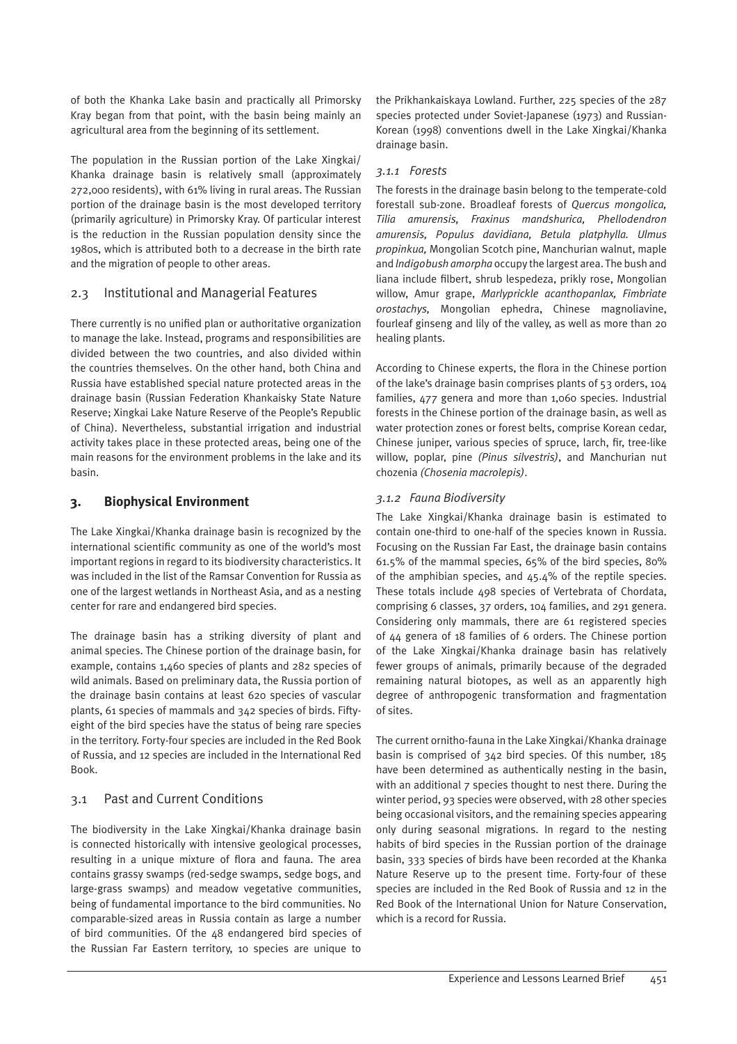of both the Khanka Lake basin and practically all Primorsky Kray began from that point, with the basin being mainly an agricultural area from the beginning of its settlement.

The population in the Russian portion of the Lake Xingkai/Khanka drainage basin is relatively small (approximately 272,000 residents), with 61% living in rural areas. The Russian portion of the drainage basin is the most developed territory (primarily agriculture) in Primorsky Kray. Of particular interest is the reduction in the Russian population density since the 1980s, which is attributed both to a decrease in the birth rate and the migration of people to other areas.

## 2.3 Institutional and Managerial Features

There currently is no unified plan or authoritative organization to manage the lake. Instead, programs and responsibilities are divided between the two countries, and also divided within the countries themselves. On the other hand, both China and Russia have established special nature protected areas in the drainage basin (Russian Federation Khankaisky State Nature Reserve; Xingkai Lake Nature Reserve of the People's Republic of China). Nevertheless, substantial irrigation and industrial activity takes place in these protected areas, being one of the main reasons for the environment problems in the lake and its basin.

# 3. Biophysical Environment

The Lake Xingkai/Khanka drainage basin is recognized by the international scientific community as one of the world's most important regions in regard to its biodiversity characteristics. It was included in the list of the Ramsar Convention for Russia as one of the largest wetlands in Northeast Asia, and as a nesting center for rare and endangered bird species.

The drainage basin has a striking diversity of plant and animal species. The Chinese portion of the drainage basin, for example, contains 1,460 species of plants and 282 species of wild animals. Based on preliminary data, the Russia portion of the drainage basin contains at least 620 species of vascular plants, 61 species of mammals and 342 species of birds. Fifty-eight of the bird species have the status of being rare species in the territory. Forty-four species are included in the Red Book of Russia, and 12 species are included in the International Red Book.

## 3.1 Past and Current Conditions

The biodiversity in the Lake Xingkai/Khanka drainage basin is connected historically with intensive geological processes, resulting in a unique mixture of flora and fauna. The area contains grassy swamps (red-sedge swamps, sedge bogs, and large-grass swamps) and meadow vegetative communities, being of fundamental importance to the bird communities. No comparable-sized areas in Russia contain as large a number of bird communities. Of the 48 endangered bird species of the Russian Far Eastern territory, 10 species are unique to the Prikhankaiskaya Lowland. Further, 225 species of the 287 species protected under Soviet-Japanese (1973) and Russian-Korean (1998) conventions dwell in the Lake Xingkai/Khanka drainage basin.

### *3.1.1 Forests*

The forests in the drainage basin belong to the temperate-cold forestall sub-zone. Broadleaf forests of *Quercus mongolica, Tilia amurensis, Fraxinus mandshurica, Phellodendron amurensis, Populus davidiana, Betula platphylla. Ulmus propinkua,* Mongolian Scotch pine, Manchurian walnut, maple and *lndigobush amorpha* occupy the largest area. The bush and liana include filbert, shrub lespedeza, prikly rose, Mongolian willow, Amur grape, *Marlyprickle acanthopanlax, Fimbriate orostachys,* Mongolian ephedra, Chinese magnoliavine, fourleaf ginseng and lily of the valley, as well as more than 20 healing plants.

According to Chinese experts, the flora in the Chinese portion of the lake's drainage basin comprises plants of 53 orders, 104 families, 477 genera and more than 1,060 species. Industrial forests in the Chinese portion of the drainage basin, as well as water protection zones or forest belts, comprise Korean cedar, Chinese juniper, various species of spruce, larch, fir, tree-like willow, poplar, pine *(Pinus silvestris)*, and Manchurian nut chozenia *(Chosenia macrolepis)*.

### *3.1.2 Fauna Biodiversity*

The Lake Xingkai/Khanka drainage basin is estimated to contain one-third to one-half of the species known in Russia. Focusing on the Russian Far East, the drainage basin contains 61.5% of the mammal species, 65% of the bird species, 80% of the amphibian species, and 45.4% of the reptile species. These totals include 498 species of Vertebrata of Chordata, comprising 6 classes, 37 orders, 104 families, and 291 genera. Considering only mammals, there are 61 registered species of 44 genera of 18 families of 6 orders. The Chinese portion of the Lake Xingkai/Khanka drainage basin has relatively fewer groups of animals, primarily because of the degraded remaining natural biotopes, as well as an apparently high degree of anthropogenic transformation and fragmentation of sites.

The current ornitho-fauna in the Lake Xingkai/Khanka drainage basin is comprised of 342 bird species. Of this number, 185 have been determined as authentically nesting in the basin, with an additional 7 species thought to nest there. During the winter period, 93 species were observed, with 28 other species being occasional visitors, and the remaining species appearing only during seasonal migrations. In regard to the nesting habits of bird species in the Russian portion of the drainage basin, 333 species of birds have been recorded at the Khanka Nature Reserve up to the present time. Forty-four of these species are included in the Red Book of Russia and 12 in the Red Book of the International Union for Nature Conservation, which is a record for Russia.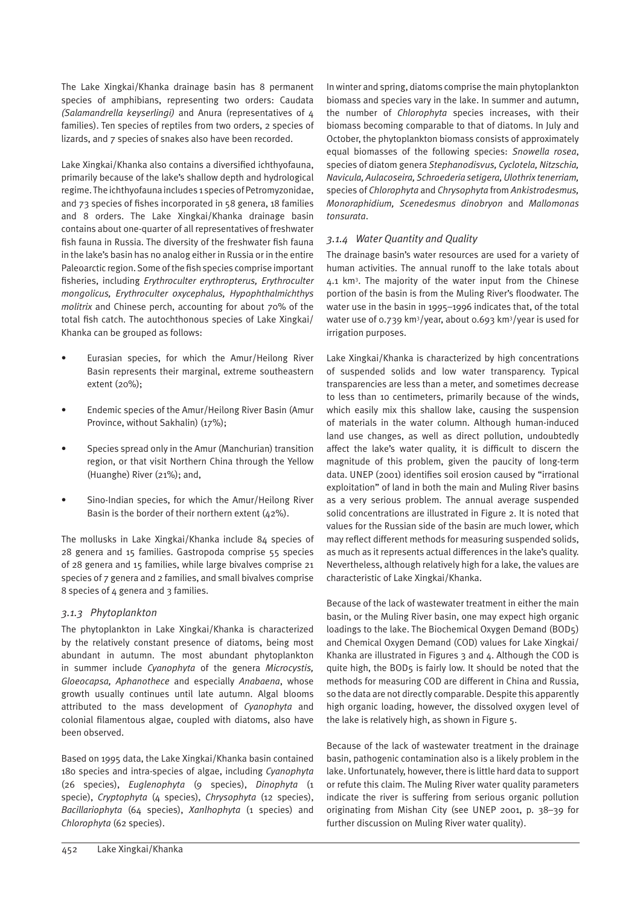The Lake Xingkai/Khanka drainage basin has 8 permanent species of amphibians, representing two orders: Caudata *(Salamandrella keyserlingi)* and Anura (representatives of 4 families). Ten species of reptiles from two orders, 2 species of lizards, and 7 species of snakes also have been recorded.

Lake Xingkai/Khanka also contains a diversified ichthyofauna, primarily because of the lake's shallow depth and hydrological regime. The ichthyofauna includes 1 species of Petromyzonidae, and 73 species of fishes incorporated in 58 genera, 18 families and 8 orders. The Lake Xingkai/Khanka drainage basin contains about one-quarter of all representatives of freshwater fish fauna in Russia. The diversity of the freshwater fish fauna in the lake's basin has no analog either in Russia or in the entire Paleoarctic region. Some of the fish species comprise important fisheries, including *Erythroculter erythropterus, Erythroculter mongolicus, Erythroculter oxycephalus, Hypophthalmichthys molitrix* and Chinese perch, accounting for about 70% of the total fish catch. The autochthonous species of Lake Xingkai/Khanka can be grouped as follows:

- Eurasian species, for which the Amur/Heilong River Basin represents their marginal, extreme southeastern extent (20%);
- Endemic species of the Amur/Heilong River Basin (Amur Province, without Sakhalin) (17%);
- Species spread only in the Amur (Manchurian) transition region, or that visit Northern China through the Yellow (Huanghe) River (21%); and,
- Sino-Indian species, for which the Amur/Heilong River Basin is the border of their northern extent (42%).

The mollusks in Lake Xingkai/Khanka include 84 species of 28 genera and 15 families. Gastropoda comprise 55 species of 28 genera and 15 families, while large bivalves comprise 21 species of 7 genera and 2 families, and small bivalves comprise 8 species of 4 genera and 3 families.

### *3.1.3 Phytoplankton*

The phytoplankton in Lake Xingkai/Khanka is characterized by the relatively constant presence of diatoms, being most abundant in autumn. The most abundant phytoplankton in summer include *Cyanophyta* of the genera *Microcystis, Gloeocapsa, Aphanothece* and especially *Anabaena*, whose growth usually continues until late autumn. Algal blooms attributed to the mass development of *Cyanophyta* and colonial filamentous algae, coupled with diatoms, also have been observed.

Based on 1995 data, the Lake Xingkai/Khanka basin contained 180 species and intra-species of algae, including *Cyanophyta* (26 species), *Euglenophyta* (9 species), *Dinophyta* (1 specie), *Cryptophyta* (4 species), *Chrysophyta* (12 species), *Bacillariophyta* (64 species), *Xanlhophyta* (1 species) and *Chlorophyta* (62 species).

In winter and spring, diatoms comprise the main phytoplankton biomass and species vary in the lake. In summer and autumn, the number of *Chlorophyta* species increases, with their biomass becoming comparable to that of diatoms. In July and October, the phytoplankton biomass consists of approximately equal biomasses of the following species: *Snowella rosea*, species of diatom genera *Stephanodisvus, Cyclotela, Nitzschia, Navicula, Aulacoseira, Schroederia setigera, Ulothrix tenerriam,* species of *Chlorophyta* and *Chrysophyta* from *Ankistrodesmus, Monoraphidium, Scenedesmus dinobryon* and *Mallomonas tonsurata*.

### *3.1.4 Water Quantity and Quality*

The drainage basin's water resources are used for a variety of human activities. The annual runoff to the lake totals about 4.1 $km^3$. The majority of the water input from the Chinese portion of the basin is from the Muling River's floodwater. The water use in the basin in 1995–1996 indicates that, of the total water use of 0.739 $km^3$/year, about 0.693 $km^3$/year is used for irrigation purposes.

Lake Xingkai/Khanka is characterized by high concentrations of suspended solids and low water transparency. Typical transparencies are less than a meter, and sometimes decrease to less than 10 centimeters, primarily because of the winds, which easily mix this shallow lake, causing the suspension of materials in the water column. Although human-induced land use changes, as well as direct pollution, undoubtedly affect the lake's water quality, it is difficult to discern the magnitude of this problem, given the paucity of long-term data. UNEP (2001) identifies soil erosion caused by "irrational exploitation" of land in both the main and Muling River basins as a very serious problem. The annual average suspended solid concentrations are illustrated in Figure 2. It is noted that values for the Russian side of the basin are much lower, which may reflect different methods for measuring suspended solids, as much as it represents actual differences in the lake's quality. Nevertheless, although relatively high for a lake, the values are characteristic of Lake Xingkai/Khanka.

Because of the lack of wastewater treatment in either the main basin, or the Muling River basin, one may expect high organic loadings to the lake. The Biochemical Oxygen Demand (BOD5) and Chemical Oxygen Demand (COD) values for Lake Xingkai/Khanka are illustrated in Figures 3 and 4. Although the COD is quite high, the BOD5 is fairly low. It should be noted that the methods for measuring COD are different in China and Russia, so the data are not directly comparable. Despite this apparently high organic loading, however, the dissolved oxygen level of the lake is relatively high, as shown in Figure 5.

Because of the lack of wastewater treatment in the drainage basin, pathogenic contamination also is a likely problem in the lake. Unfortunately, however, there is little hard data to support or refute this claim. The Muling River water quality parameters indicate the river is suffering from serious organic pollution originating from Mishan City (see UNEP 2001, p. 38–39 for further discussion on Muling River water quality).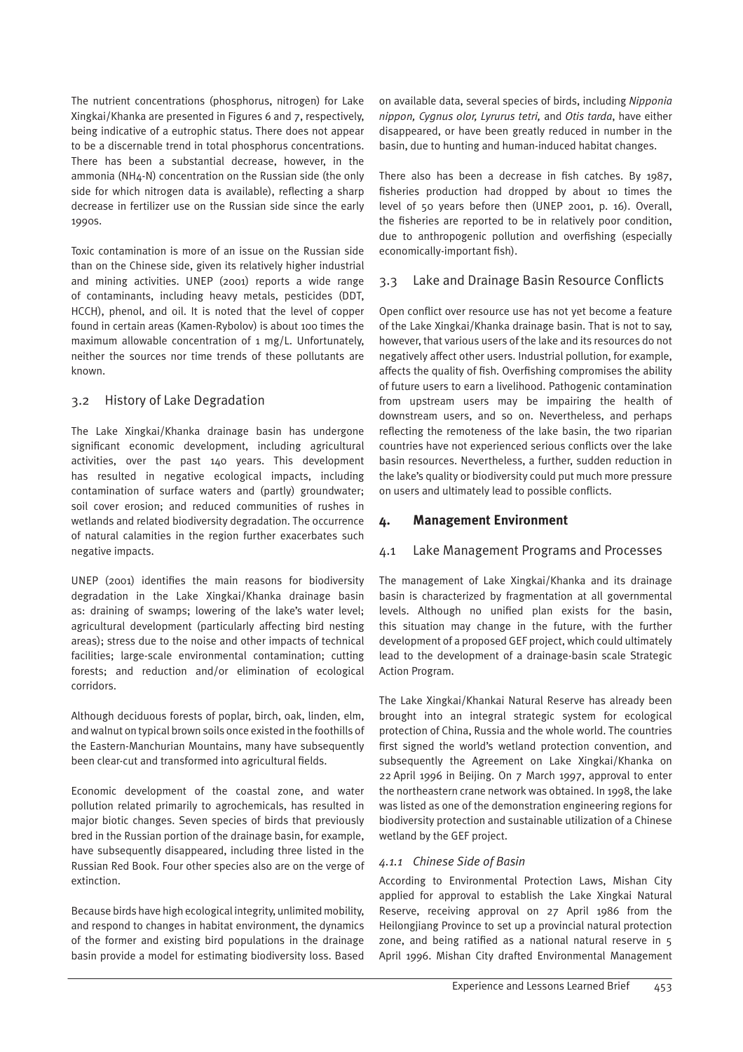The nutrient concentrations (phosphorus, nitrogen) for Lake Xingkai/Khanka are presented in Figures 6 and 7, respectively, being indicative of a eutrophic status. There does not appear to be a discernable trend in total phosphorus concentrations. There has been a substantial decrease, however, in the ammonia ($NH_4$-N) concentration on the Russian side (the only side for which nitrogen data is available), reflecting a sharp decrease in fertilizer use on the Russian side since the early 1990s.

Toxic contamination is more of an issue on the Russian side than on the Chinese side, given its relatively higher industrial and mining activities. UNEP (2001) reports a wide range of contaminants, including heavy metals, pesticides (DDT, HCCH), phenol, and oil. It is noted that the level of copper found in certain areas (Kamen-Rybolov) is about 100 times the maximum allowable concentration of 1 mg/L. Unfortunately, neither the sources nor time trends of these pollutants are known.

## 3.2 History of Lake Degradation

The Lake Xingkai/Khanka drainage basin has undergone significant economic development, including agricultural activities, over the past 140 years. This development has resulted in negative ecological impacts, including contamination of surface waters and (partly) groundwater; soil cover erosion; and reduced communities of rushes in wetlands and related biodiversity degradation. The occurrence of natural calamities in the region further exacerbates such negative impacts.

UNEP (2001) identifies the main reasons for biodiversity degradation in the Lake Xingkai/Khanka drainage basin as: draining of swamps; lowering of the lake's water level; agricultural development (particularly affecting bird nesting areas); stress due to the noise and other impacts of technical facilities; large-scale environmental contamination; cutting forests; and reduction and/or elimination of ecological corridors.

Although deciduous forests of poplar, birch, oak, linden, elm, and walnut on typical brown soils once existed in the foothills of the Eastern-Manchurian Mountains, many have subsequently been clear-cut and transformed into agricultural fields.

Economic development of the coastal zone, and water pollution related primarily to agrochemicals, has resulted in major biotic changes. Seven species of birds that previously bred in the Russian portion of the drainage basin, for example, have subsequently disappeared, including three listed in the Russian Red Book. Four other species also are on the verge of extinction.

Because birds have high ecological integrity, unlimited mobility, and respond to changes in habitat environment, the dynamics of the former and existing bird populations in the drainage basin provide a model for estimating biodiversity loss. Based on available data, several species of birds, including *Nipponia nippon, Cygnus olor, Lyrurus tetri,* and *Otis tarda*, have either disappeared, or have been greatly reduced in number in the basin, due to hunting and human-induced habitat changes.

There also has been a decrease in fish catches. By 1987, fisheries production had dropped by about 10 times the level of 50 years before then (UNEP 2001, p. 16). Overall, the fisheries are reported to be in relatively poor condition, due to anthropogenic pollution and overfishing (especially economically-important fish).

## 3.3 Lake and Drainage Basin Resource Conflicts

Open conflict over resource use has not yet become a feature of the Lake Xingkai/Khanka drainage basin. That is not to say, however, that various users of the lake and its resources do not negatively affect other users. Industrial pollution, for example, affects the quality of fish. Overfishing compromises the ability of future users to earn a livelihood. Pathogenic contamination from upstream users may be impairing the health of downstream users, and so on. Nevertheless, and perhaps reflecting the remoteness of the lake basin, the two riparian countries have not experienced serious conflicts over the lake basin resources. Nevertheless, a further, sudden reduction in the lake's quality or biodiversity could put much more pressure on users and ultimately lead to possible conflicts.

# 4. Management Environment

## 4.1 Lake Management Programs and Processes

The management of Lake Xingkai/Khanka and its drainage basin is characterized by fragmentation at all governmental levels. Although no unified plan exists for the basin, this situation may change in the future, with the further development of a proposed GEF project, which could ultimately lead to the development of a drainage-basin scale Strategic Action Program.

The Lake Xingkai/Khankai Natural Reserve has already been brought into an integral strategic system for ecological protection of China, Russia and the whole world. The countries first signed the world's wetland protection convention, and subsequently the Agreement on Lake Xingkai/Khanka on 22 April 1996 in Beijing. On 7 March 1997, approval to enter the northeastern crane network was obtained. In 1998, the lake was listed as one of the demonstration engineering regions for biodiversity protection and sustainable utilization of a Chinese wetland by the GEF project.

### *4.1.1 Chinese Side of Basin*

According to Environmental Protection Laws, Mishan City applied for approval to establish the Lake Xingkai Natural Reserve, receiving approval on 27 April 1986 from the Heilongjiang Province to set up a provincial natural protection zone, and being ratified as a national natural reserve in 5 April 1996. Mishan City drafted Environmental Management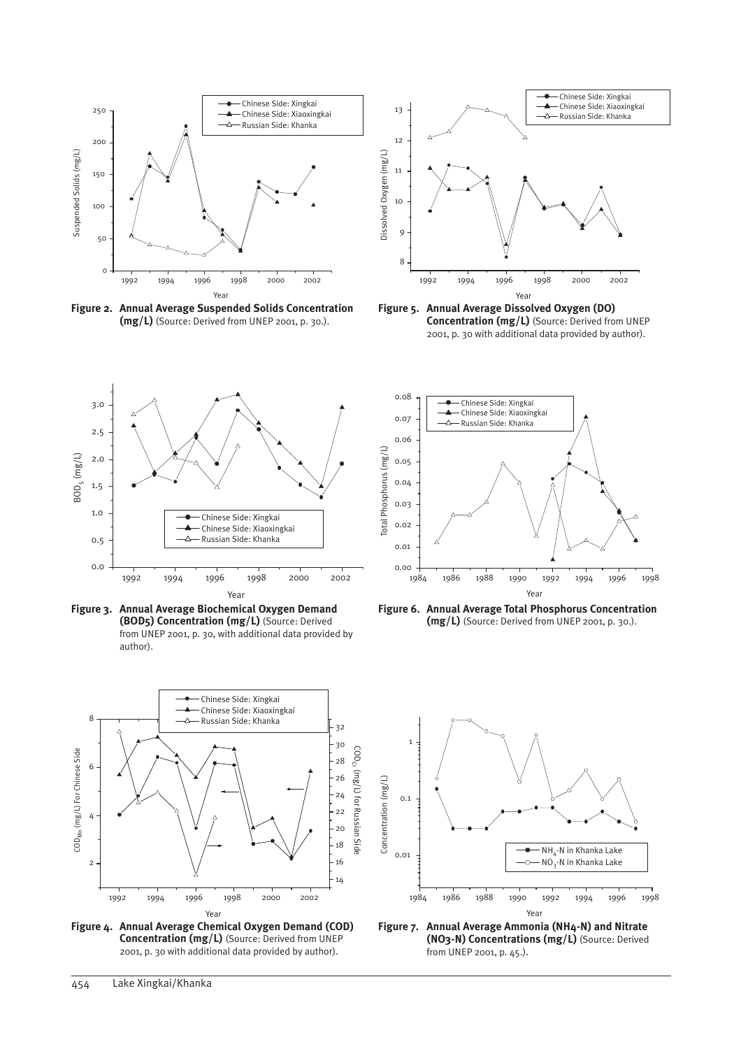**Figure 2. Annual Average Suspended Solids Concentration (mg/L)** (Source: Derived from UNEP 2001, p. 30.).

**Figure 5. Annual Average Dissolved Oxygen (DO) Concentration (mg/L)** (Source: Derived from UNEP 2001, p. 30 with additional data provided by author).

**Figure 3. Annual Average Biochemical Oxygen Demand (BOD5) Concentration (mg/L)** (Source: Derived from UNEP 2001, p. 30, with additional data provided by author).

**Figure 6. Annual Average Total Phosphorus Concentration (mg/L)** (Source: Derived from UNEP 2001, p. 30.).

**Figure 4. Annual Average Chemical Oxygen Demand (COD) Concentration (mg/L)** (Source: Derived from UNEP 2001, p. 30 with additional data provided by author).

**Figure 7. Annual Average Ammonia (NH4-N) and Nitrate (NO3-N) Concentrations (mg/L)** (Source: Derived from UNEP 2001, p. 45.).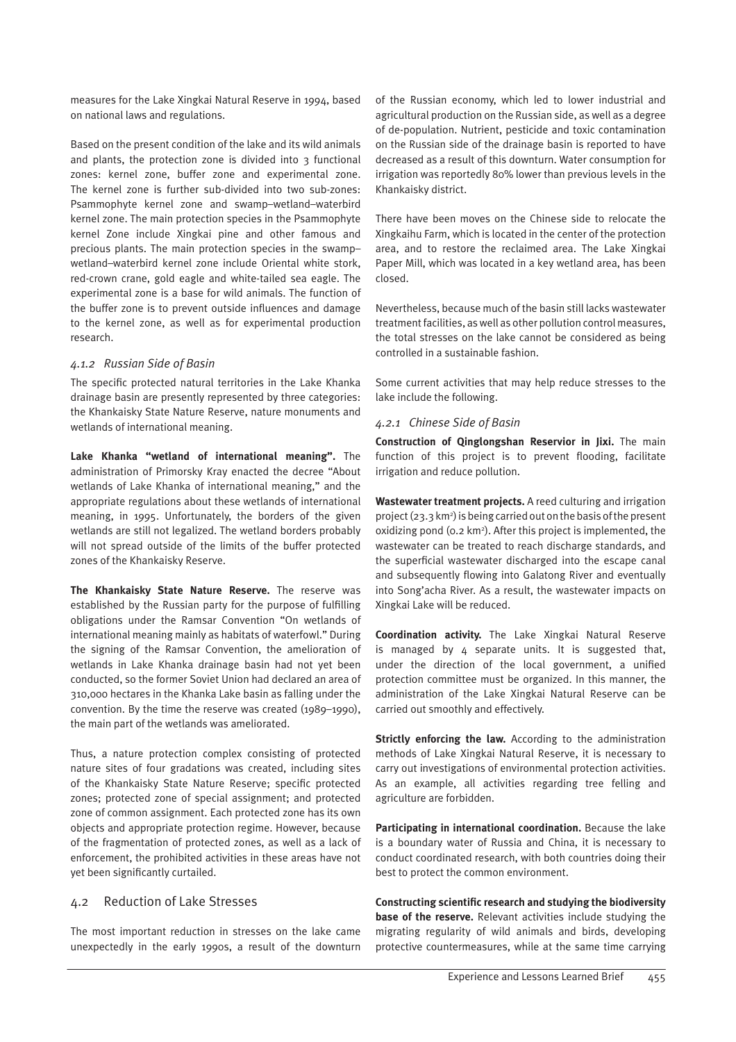measures for the Lake Xingkai Natural Reserve in 1994, based on national laws and regulations.

Based on the present condition of the lake and its wild animals and plants, the protection zone is divided into 3 functional zones: kernel zone, buffer zone and experimental zone. The kernel zone is further sub-divided into two sub-zones: Psammophyte kernel zone and swamp–wetland–waterbird kernel zone. The main protection species in the Psammophyte kernel Zone include Xingkai pine and other famous and precious plants. The main protection species in the swamp–wetland–waterbird kernel zone include Oriental white stork, red-crown crane, gold eagle and white-tailed sea eagle. The experimental zone is a base for wild animals. The function of the buffer zone is to prevent outside influences and damage to the kernel zone, as well as for experimental production research.

#### *4.1.2 Russian Side of Basin*

The specific protected natural territories in the Lake Khanka drainage basin are presently represented by three categories: the Khankaisky State Nature Reserve, nature monuments and wetlands of international meaning.

**Lake Khanka "wetland of international meaning".** The administration of Primorsky Kray enacted the decree "About wetlands of Lake Khanka of international meaning," and the appropriate regulations about these wetlands of international meaning, in 1995. Unfortunately, the borders of the given wetlands are still not legalized. The wetland borders probably will not spread outside of the limits of the buffer protected zones of the Khankaisky Reserve.

**The Khankaisky State Nature Reserve.** The reserve was established by the Russian party for the purpose of fulfilling obligations under the Ramsar Convention "On wetlands of international meaning mainly as habitats of waterfowl." During the signing of the Ramsar Convention, the amelioration of wetlands in Lake Khanka drainage basin had not yet been conducted, so the former Soviet Union had declared an area of 310,000 hectares in the Khanka Lake basin as falling under the convention. By the time the reserve was created (1989–1990), the main part of the wetlands was ameliorated.

Thus, a nature protection complex consisting of protected nature sites of four gradations was created, including sites of the Khankaisky State Nature Reserve; specific protected zones; protected zone of special assignment; and protected zone of common assignment. Each protected zone has its own objects and appropriate protection regime. However, because of the fragmentation of protected zones, as well as a lack of enforcement, the prohibited activities in these areas have not yet been significantly curtailed.

### 4.2 Reduction of Lake Stresses

The most important reduction in stresses on the lake came unexpectedly in the early 1990s, a result of the downturn of the Russian economy, which led to lower industrial and agricultural production on the Russian side, as well as a degree of de-population. Nutrient, pesticide and toxic contamination on the Russian side of the drainage basin is reported to have decreased as a result of this downturn. Water consumption for irrigation was reportedly 80% lower than previous levels in the Khankaisky district.

There have been moves on the Chinese side to relocate the Xingkaihu Farm, which is located in the center of the protection area, and to restore the reclaimed area. The Lake Xingkai Paper Mill, which was located in a key wetland area, has been closed.

Nevertheless, because much of the basin still lacks wastewater treatment facilities, as well as other pollution control measures, the total stresses on the lake cannot be considered as being controlled in a sustainable fashion.

Some current activities that may help reduce stresses to the lake include the following.

#### *4.2.1 Chinese Side of Basin*

**Construction of Qinglongshan Reservior in Jixi.** The main function of this project is to prevent flooding, facilitate irrigation and reduce pollution.

**Wastewater treatment projects.** A reed culturing and irrigation project (23.3 km$^2$) is being carried out on the basis of the present oxidizing pond (0.2 km$^2$). After this project is implemented, the wastewater can be treated to reach discharge standards, and the superficial wastewater discharged into the escape canal and subsequently flowing into Galatong River and eventually into Song'acha River. As a result, the wastewater impacts on Xingkai Lake will be reduced.

**Coordination activity.** The Lake Xingkai Natural Reserve is managed by 4 separate units. It is suggested that, under the direction of the local government, a unified protection committee must be organized. In this manner, the administration of the Lake Xingkai Natural Reserve can be carried out smoothly and effectively.

**Strictly enforcing the law.** According to the administration methods of Lake Xingkai Natural Reserve, it is necessary to carry out investigations of environmental protection activities. As an example, all activities regarding tree felling and agriculture are forbidden.

**Participating in international coordination.** Because the lake is a boundary water of Russia and China, it is necessary to conduct coordinated research, with both countries doing their best to protect the common environment.

**Constructing scientific research and studying the biodiversity base of the reserve.** Relevant activities include studying the migrating regularity of wild animals and birds, developing protective countermeasures, while at the same time carrying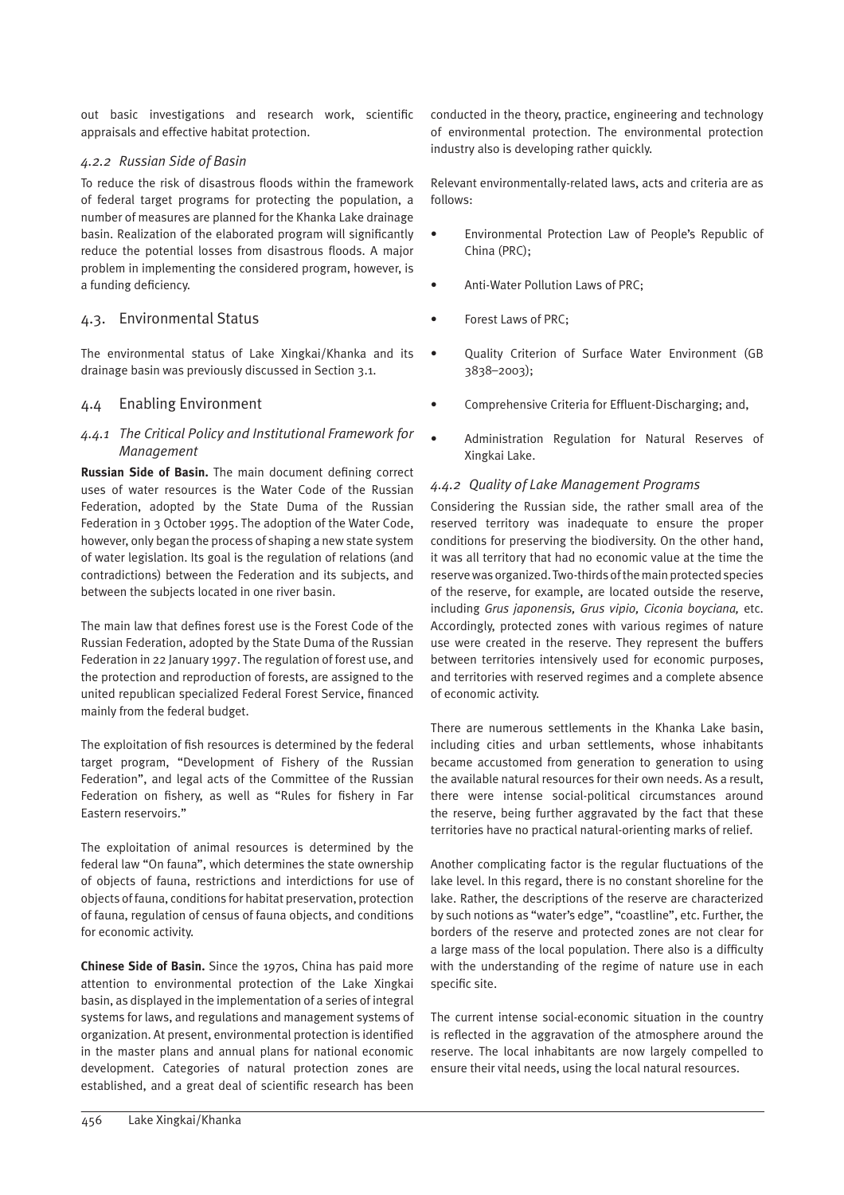out basic investigations and research work, scientific appraisals and effective habitat protection.

### *4.2.2 Russian Side of Basin*

To reduce the risk of disastrous floods within the framework of federal target programs for protecting the population, a number of measures are planned for the Khanka Lake drainage basin. Realization of the elaborated program will significantly reduce the potential losses from disastrous floods. A major problem in implementing the considered program, however, is a funding deficiency.

## 4.3. Environmental Status

The environmental status of Lake Xingkai/Khanka and its drainage basin was previously discussed in Section 3.1.

## 4.4 Enabling Environment

### *4.4.1 The Critical Policy and Institutional Framework for Management*

**Russian Side of Basin.** The main document defining correct uses of water resources is the Water Code of the Russian Federation, adopted by the State Duma of the Russian Federation in 3 October 1995. The adoption of the Water Code, however, only began the process of shaping a new state system of water legislation. Its goal is the regulation of relations (and contradictions) between the Federation and its subjects, and between the subjects located in one river basin.

The main law that defines forest use is the Forest Code of the Russian Federation, adopted by the State Duma of the Russian Federation in 22 January 1997. The regulation of forest use, and the protection and reproduction of forests, are assigned to the united republican specialized Federal Forest Service, financed mainly from the federal budget.

The exploitation of fish resources is determined by the federal target program, "Development of Fishery of the Russian Federation", and legal acts of the Committee of the Russian Federation on fishery, as well as "Rules for fishery in Far Eastern reservoirs."

The exploitation of animal resources is determined by the federal law "On fauna", which determines the state ownership of objects of fauna, restrictions and interdictions for use of objects of fauna, conditions for habitat preservation, protection of fauna, regulation of census of fauna objects, and conditions for economic activity.

**Chinese Side of Basin.** Since the 1970s, China has paid more attention to environmental protection of the Lake Xingkai basin, as displayed in the implementation of a series of integral systems for laws, and regulations and management systems of organization. At present, environmental protection is identified in the master plans and annual plans for national economic development. Categories of natural protection zones are established, and a great deal of scientific research has been conducted in the theory, practice, engineering and technology of environmental protection. The environmental protection industry also is developing rather quickly.

Relevant environmentally-related laws, acts and criteria are as follows:

- Environmental Protection Law of People's Republic of China (PRC);
- Anti-Water Pollution Laws of PRC;
- Forest Laws of PRC;
- Quality Criterion of Surface Water Environment (GB 3838–2003);
- Comprehensive Criteria for Effluent-Discharging; and,
- Administration Regulation for Natural Reserves of Xingkai Lake.

### *4.4.2 Quality of Lake Management Programs*

Considering the Russian side, the rather small area of the reserved territory was inadequate to ensure the proper conditions for preserving the biodiversity. On the other hand, it was all territory that had no economic value at the time the reserve was organized. Two-thirds of the main protected species of the reserve, for example, are located outside the reserve, including *Grus japonensis, Grus vipio, Ciconia boyciana,* etc. Accordingly, protected zones with various regimes of nature use were created in the reserve. They represent the buffers between territories intensively used for economic purposes, and territories with reserved regimes and a complete absence of economic activity.

There are numerous settlements in the Khanka Lake basin, including cities and urban settlements, whose inhabitants became accustomed from generation to generation to using the available natural resources for their own needs. As a result, there were intense social-political circumstances around the reserve, being further aggravated by the fact that these territories have no practical natural-orienting marks of relief.

Another complicating factor is the regular fluctuations of the lake level. In this regard, there is no constant shoreline for the lake. Rather, the descriptions of the reserve are characterized by such notions as "water's edge", "coastline", etc. Further, the borders of the reserve and protected zones are not clear for a large mass of the local population. There also is a difficulty with the understanding of the regime of nature use in each specific site.

The current intense social-economic situation in the country is reflected in the aggravation of the atmosphere around the reserve. The local inhabitants are now largely compelled to ensure their vital needs, using the local natural resources.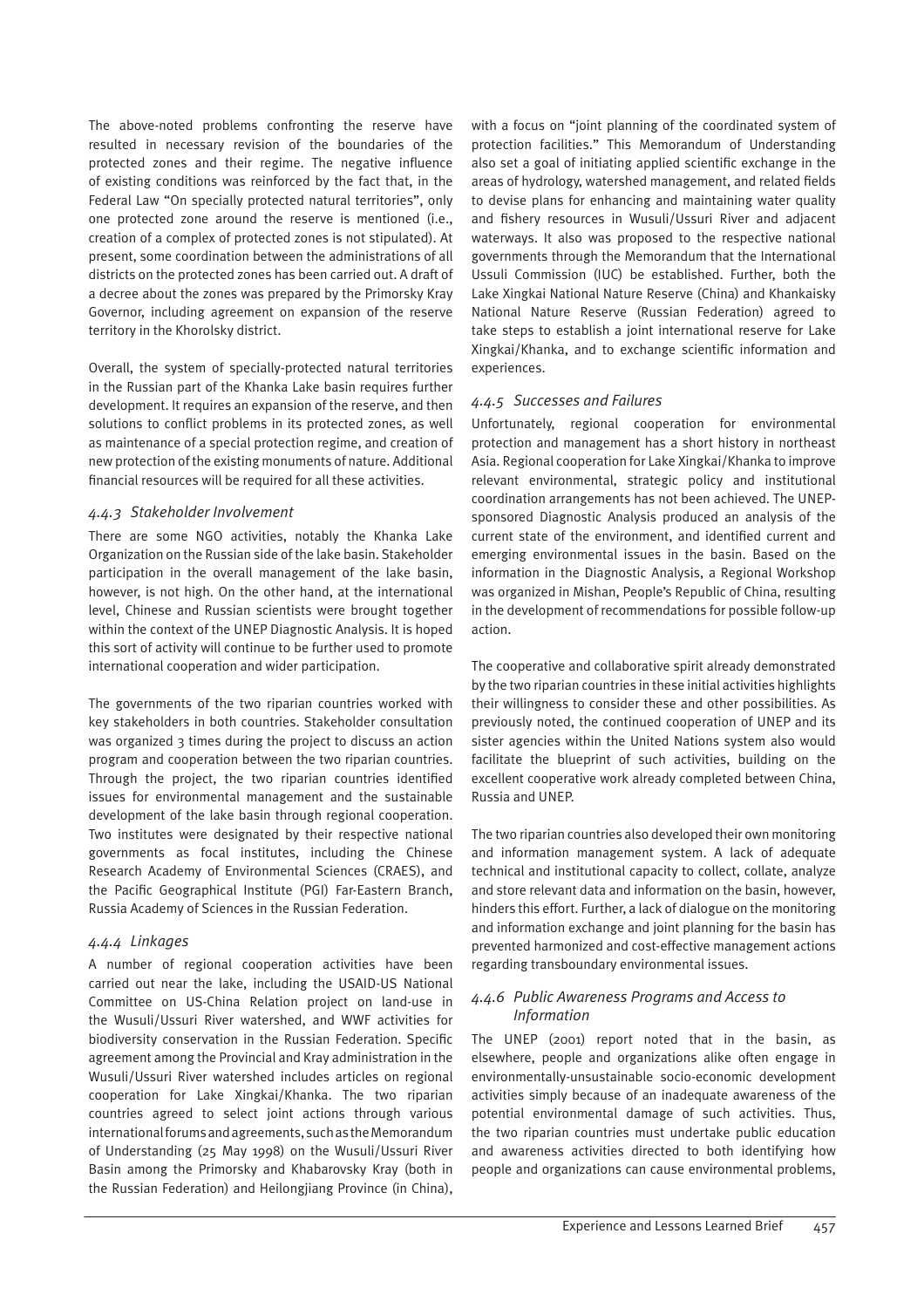The above-noted problems confronting the reserve have resulted in necessary revision of the boundaries of the protected zones and their regime. The negative influence of existing conditions was reinforced by the fact that, in the Federal Law "On specially protected natural territories", only one protected zone around the reserve is mentioned (i.e., creation of a complex of protected zones is not stipulated). At present, some coordination between the administrations of all districts on the protected zones has been carried out. A draft of a decree about the zones was prepared by the Primorsky Kray Governor, including agreement on expansion of the reserve territory in the Khorolsky district.

Overall, the system of specially-protected natural territories in the Russian part of the Khanka Lake basin requires further development. It requires an expansion of the reserve, and then solutions to conflict problems in its protected zones, as well as maintenance of a special protection regime, and creation of new protection of the existing monuments of nature. Additional financial resources will be required for all these activities.

### *4.4.3 Stakeholder Involvement*

There are some NGO activities, notably the Khanka Lake Organization on the Russian side of the lake basin. Stakeholder participation in the overall management of the lake basin, however, is not high. On the other hand, at the international level, Chinese and Russian scientists were brought together within the context of the UNEP Diagnostic Analysis. It is hoped this sort of activity will continue to be further used to promote international cooperation and wider participation.

The governments of the two riparian countries worked with key stakeholders in both countries. Stakeholder consultation was organized 3 times during the project to discuss an action program and cooperation between the two riparian countries. Through the project, the two riparian countries identified issues for environmental management and the sustainable development of the lake basin through regional cooperation. Two institutes were designated by their respective national governments as focal institutes, including the Chinese Research Academy of Environmental Sciences (CRAES), and the Pacific Geographical Institute (PGI) Far-Eastern Branch, Russia Academy of Sciences in the Russian Federation.

### *4.4.4 Linkages*

A number of regional cooperation activities have been carried out near the lake, including the USAID-US National Committee on US-China Relation project on land-use in the Wusuli/Ussuri River watershed, and WWF activities for biodiversity conservation in the Russian Federation. Specific agreement among the Provincial and Kray administration in the Wusuli/Ussuri River watershed includes articles on regional cooperation for Lake Xingkai/Khanka. The two riparian countries agreed to select joint actions through various international forums and agreements, such as the Memorandum of Understanding (25 May 1998) on the Wusuli/Ussuri River Basin among the Primorsky and Khabarovsky Kray (both in the Russian Federation) and Heilongjiang Province (in China), with a focus on "joint planning of the coordinated system of protection facilities." This Memorandum of Understanding also set a goal of initiating applied scientific exchange in the areas of hydrology, watershed management, and related fields to devise plans for enhancing and maintaining water quality and fishery resources in Wusuli/Ussuri River and adjacent waterways. It also was proposed to the respective national governments through the Memorandum that the International Ussuli Commission (IUC) be established. Further, both the Lake Xingkai National Nature Reserve (China) and Khankaisky National Nature Reserve (Russian Federation) agreed to take steps to establish a joint international reserve for Lake Xingkai/Khanka, and to exchange scientific information and experiences.

### *4.4.5 Successes and Failures*

Unfortunately, regional cooperation for environmental protection and management has a short history in northeast Asia. Regional cooperation for Lake Xingkai/Khanka to improve relevant environmental, strategic policy and institutional coordination arrangements has not been achieved. The UNEP-sponsored Diagnostic Analysis produced an analysis of the current state of the environment, and identified current and emerging environmental issues in the basin. Based on the information in the Diagnostic Analysis, a Regional Workshop was organized in Mishan, People's Republic of China, resulting in the development of recommendations for possible follow-up action.

The cooperative and collaborative spirit already demonstrated by the two riparian countries in these initial activities highlights their willingness to consider these and other possibilities. As previously noted, the continued cooperation of UNEP and its sister agencies within the United Nations system also would facilitate the blueprint of such activities, building on the excellent cooperative work already completed between China, Russia and UNEP.

The two riparian countries also developed their own monitoring and information management system. A lack of adequate technical and institutional capacity to collect, collate, analyze and store relevant data and information on the basin, however, hinders this effort. Further, a lack of dialogue on the monitoring and information exchange and joint planning for the basin has prevented harmonized and cost-effective management actions regarding transboundary environmental issues.

### *4.4.6 Public Awareness Programs and Access to Information*

The UNEP (2001) report noted that in the basin, as elsewhere, people and organizations alike often engage in environmentally-unsustainable socio-economic development activities simply because of an inadequate awareness of the potential environmental damage of such activities. Thus, the two riparian countries must undertake public education and awareness activities directed to both identifying how people and organizations can cause environmental problems,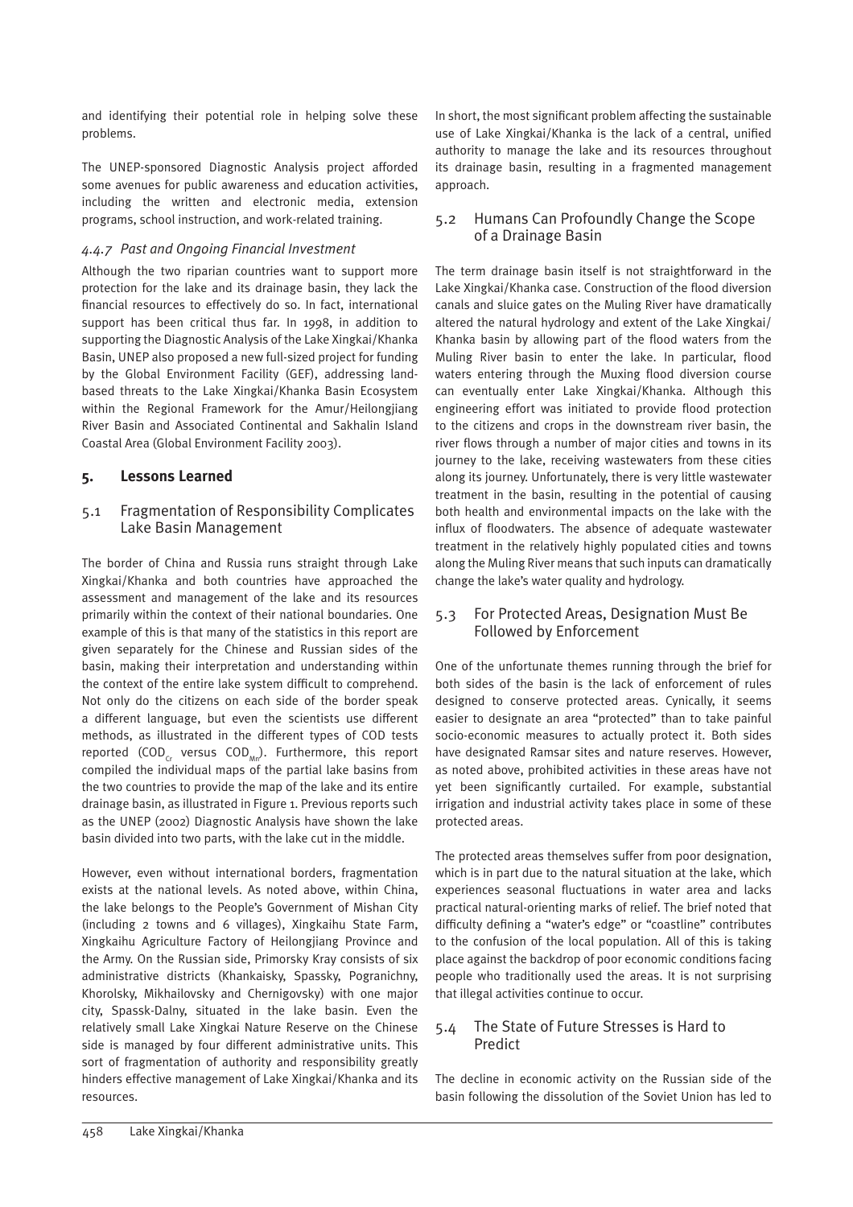and identifying their potential role in helping solve these problems.

The UNEP-sponsored Diagnostic Analysis project afforded some avenues for public awareness and education activities, including the written and electronic media, extension programs, school instruction, and work-related training.

#### *4.4.7 Past and Ongoing Financial Investment*

Although the two riparian countries want to support more protection for the lake and its drainage basin, they lack the financial resources to effectively do so. In fact, international support has been critical thus far. In 1998, in addition to supporting the Diagnostic Analysis of the Lake Xingkai/Khanka Basin, UNEP also proposed a new full-sized project for funding by the Global Environment Facility (GEF), addressing land-based threats to the Lake Xingkai/Khanka Basin Ecosystem within the Regional Framework for the Amur/Heilongjiang River Basin and Associated Continental and Sakhalin Island Coastal Area (Global Environment Facility 2003).

## 5. Lessons Learned

### 5.1 Fragmentation of Responsibility Complicates Lake Basin Management

The border of China and Russia runs straight through Lake Xingkai/Khanka and both countries have approached the assessment and management of the lake and its resources primarily within the context of their national boundaries. One example of this is that many of the statistics in this report are given separately for the Chinese and Russian sides of the basin, making their interpretation and understanding within the context of the entire lake system difficult to comprehend. Not only do the citizens on each side of the border speak a different language, but even the scientists use different methods, as illustrated in the different types of COD tests reported ($COD_{Cr}$ versus $COD_{Mn}$). Furthermore, this report compiled the individual maps of the partial lake basins from the two countries to provide the map of the lake and its entire drainage basin, as illustrated in Figure 1. Previous reports such as the UNEP (2002) Diagnostic Analysis have shown the lake basin divided into two parts, with the lake cut in the middle.

However, even without international borders, fragmentation exists at the national levels. As noted above, within China, the lake belongs to the People's Government of Mishan City (including 2 towns and 6 villages), Xingkaihu State Farm, Xingkaihu Agriculture Factory of Heilongjiang Province and the Army. On the Russian side, Primorsky Kray consists of six administrative districts (Khankaisky, Spassky, Pogranichny, Khorolsky, Mikhailovsky and Chernigovsky) with one major city, Spassk-Dalny, situated in the lake basin. Even the relatively small Lake Xingkai Nature Reserve on the Chinese side is managed by four different administrative units. This sort of fragmentation of authority and responsibility greatly hinders effective management of Lake Xingkai/Khanka and its resources.

In short, the most significant problem affecting the sustainable use of Lake Xingkai/Khanka is the lack of a central, unified authority to manage the lake and its resources throughout its drainage basin, resulting in a fragmented management approach.

### 5.2 Humans Can Profoundly Change the Scope of a Drainage Basin

The term drainage basin itself is not straightforward in the Lake Xingkai/Khanka case. Construction of the flood diversion canals and sluice gates on the Muling River have dramatically altered the natural hydrology and extent of the Lake Xingkai/ Khanka basin by allowing part of the flood waters from the Muling River basin to enter the lake. In particular, flood waters entering through the Muxing flood diversion course can eventually enter Lake Xingkai/Khanka. Although this engineering effort was initiated to provide flood protection to the citizens and crops in the downstream river basin, the river flows through a number of major cities and towns in its journey to the lake, receiving wastewaters from these cities along its journey. Unfortunately, there is very little wastewater treatment in the basin, resulting in the potential of causing both health and environmental impacts on the lake with the influx of floodwaters. The absence of adequate wastewater treatment in the relatively highly populated cities and towns along the Muling River means that such inputs can dramatically change the lake's water quality and hydrology.

### 5.3 For Protected Areas, Designation Must Be Followed by Enforcement

One of the unfortunate themes running through the brief for both sides of the basin is the lack of enforcement of rules designed to conserve protected areas. Cynically, it seems easier to designate an area "protected" than to take painful socio-economic measures to actually protect it. Both sides have designated Ramsar sites and nature reserves. However, as noted above, prohibited activities in these areas have not yet been significantly curtailed. For example, substantial irrigation and industrial activity takes place in some of these protected areas.

The protected areas themselves suffer from poor designation, which is in part due to the natural situation at the lake, which experiences seasonal fluctuations in water area and lacks practical natural-orienting marks of relief. The brief noted that difficulty defining a "water's edge" or "coastline" contributes to the confusion of the local population. All of this is taking place against the backdrop of poor economic conditions facing people who traditionally used the areas. It is not surprising that illegal activities continue to occur.

### 5.4 The State of Future Stresses is Hard to Predict

The decline in economic activity on the Russian side of the basin following the dissolution of the Soviet Union has led to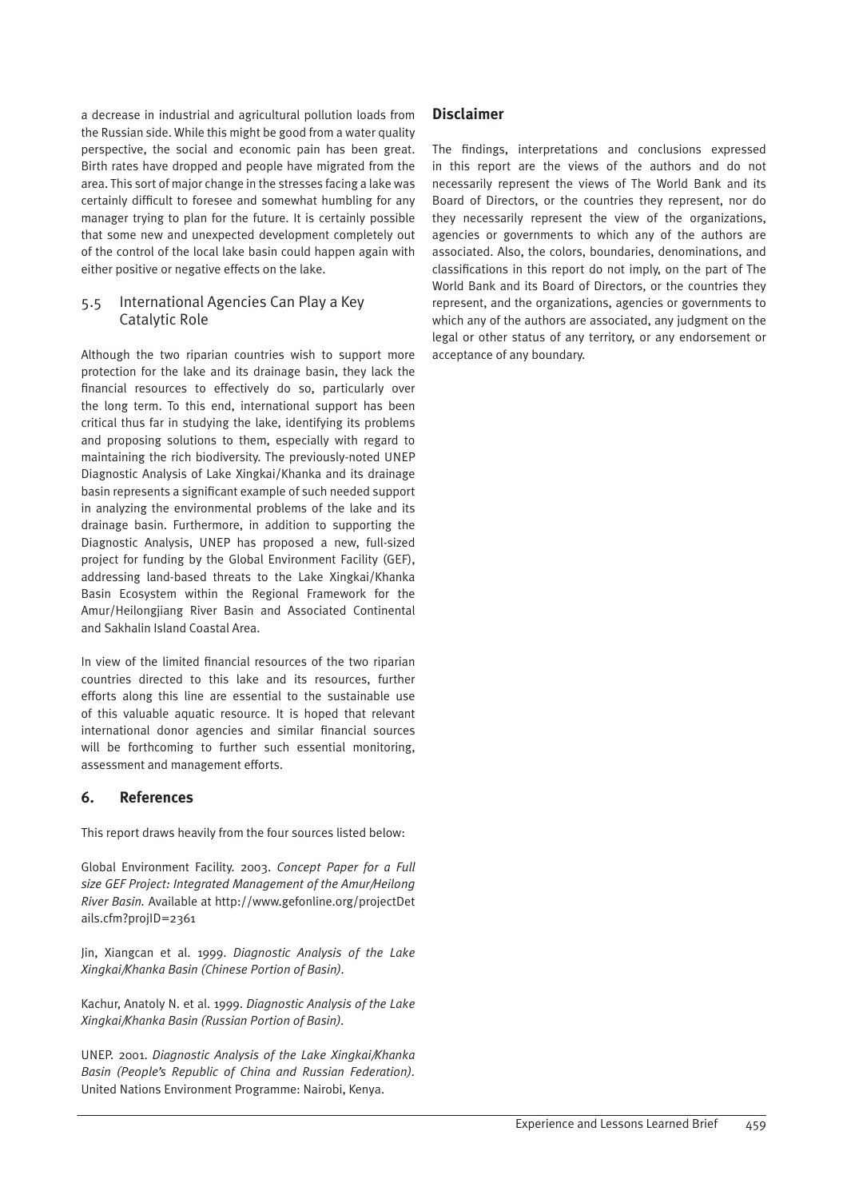a decrease in industrial and agricultural pollution loads from the Russian side. While this might be good from a water quality perspective, the social and economic pain has been great. Birth rates have dropped and people have migrated from the area. This sort of major change in the stresses facing a lake was certainly difficult to foresee and somewhat humbling for any manager trying to plan for the future. It is certainly possible that some new and unexpected development completely out of the control of the local lake basin could happen again with either positive or negative effects on the lake.

### 5.5 International Agencies Can Play a Key Catalytic Role

Although the two riparian countries wish to support more protection for the lake and its drainage basin, they lack the financial resources to effectively do so, particularly over the long term. To this end, international support has been critical thus far in studying the lake, identifying its problems and proposing solutions to them, especially with regard to maintaining the rich biodiversity. The previously-noted UNEP Diagnostic Analysis of Lake Xingkai/Khanka and its drainage basin represents a significant example of such needed support in analyzing the environmental problems of the lake and its drainage basin. Furthermore, in addition to supporting the Diagnostic Analysis, UNEP has proposed a new, full-sized project for funding by the Global Environment Facility (GEF), addressing land-based threats to the Lake Xingkai/Khanka Basin Ecosystem within the Regional Framework for the Amur/Heilongjiang River Basin and Associated Continental and Sakhalin Island Coastal Area.

In view of the limited financial resources of the two riparian countries directed to this lake and its resources, further efforts along this line are essential to the sustainable use of this valuable aquatic resource. It is hoped that relevant international donor agencies and similar financial sources will be forthcoming to further such essential monitoring, assessment and management efforts.

## 6. References

This report draws heavily from the four sources listed below:

Global Environment Facility. 2003. *Concept Paper for a Full size GEF Project: Integrated Management of the Amur/Heilong River Basin.* Available at http://www.gefonline.org/projectDetails.cfm?projID=2361

Jin, Xiangcan et al. 1999. *Diagnostic Analysis of the Lake Xingkai/Khanka Basin (Chinese Portion of Basin).*

Kachur, Anatoly N. et al. 1999. *Diagnostic Analysis of the Lake Xingkai/Khanka Basin (Russian Portion of Basin).*

UNEP. 2001. *Diagnostic Analysis of the Lake Xingkai/Khanka Basin (People's Republic of China and Russian Federation).* United Nations Environment Programme: Nairobi, Kenya.

## Disclaimer

The findings, interpretations and conclusions expressed in this report are the views of the authors and do not necessarily represent the views of The World Bank and its Board of Directors, or the countries they represent, nor do they necessarily represent the view of the organizations, agencies or governments to which any of the authors are associated. Also, the colors, boundaries, denominations, and classifications in this report do not imply, on the part of The World Bank and its Board of Directors, or the countries they represent, and the organizations, agencies or governments to which any of the authors are associated, any judgment on the legal or other status of any territory, or any endorsement or acceptance of any boundary.